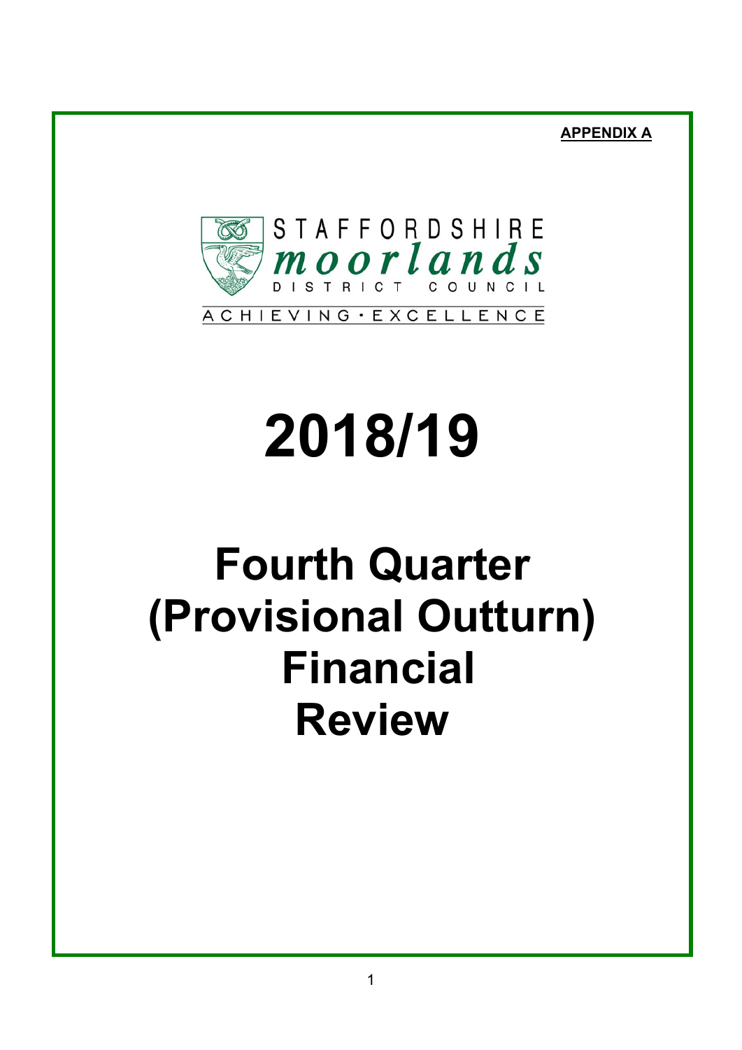**APPENDIX A**

STAFFORDSHIRE
moorlands
DISTRICT COUNCIL

ACHIEVING · EXCELLENCE

# 2018/19

# Fourth Quarter (Provisional Outturn) Financial Review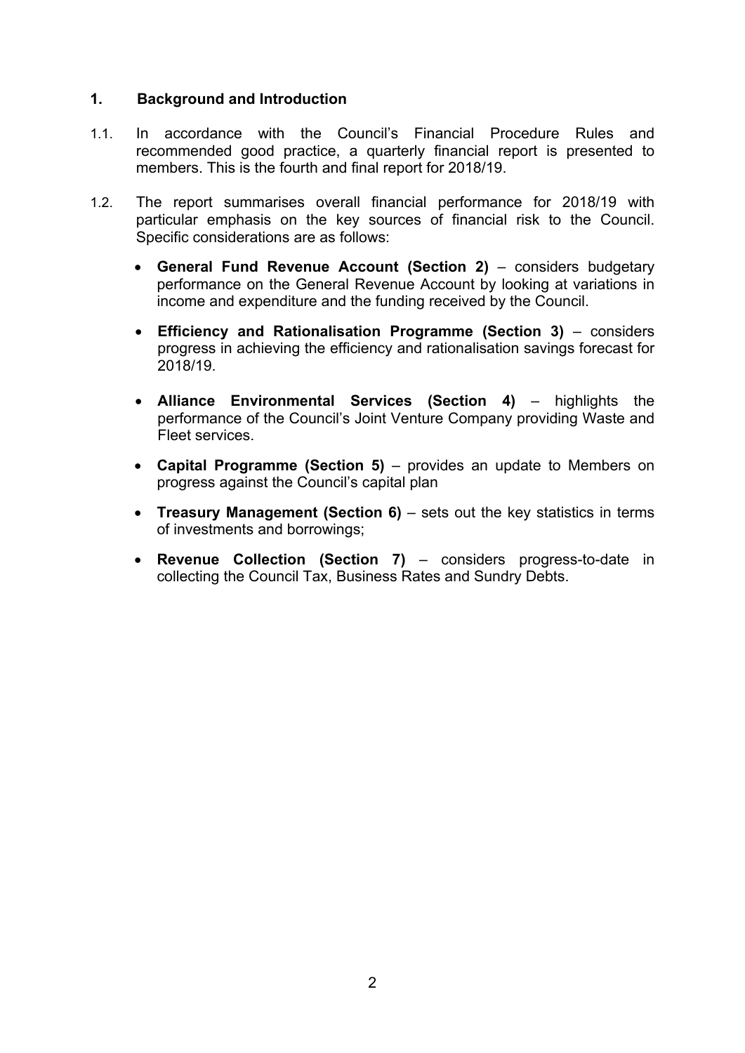## 1. Background and Introduction

1.1. In accordance with the Council's Financial Procedure Rules and recommended good practice, a quarterly financial report is presented to members. This is the fourth and final report for 2018/19.

1.2. The report summarises overall financial performance for 2018/19 with particular emphasis on the key sources of financial risk to the Council. Specific considerations are as follows:

- **General Fund Revenue Account (Section 2)** – considers budgetary performance on the General Revenue Account by looking at variations in income and expenditure and the funding received by the Council.

- **Efficiency and Rationalisation Programme (Section 3)** – considers progress in achieving the efficiency and rationalisation savings forecast for 2018/19.

- **Alliance Environmental Services (Section 4)** – highlights the performance of the Council's Joint Venture Company providing Waste and Fleet services.

- **Capital Programme (Section 5)** – provides an update to Members on progress against the Council's capital plan

- **Treasury Management (Section 6)** – sets out the key statistics in terms of investments and borrowings;

- **Revenue Collection (Section 7)** – considers progress-to-date in collecting the Council Tax, Business Rates and Sundry Debts.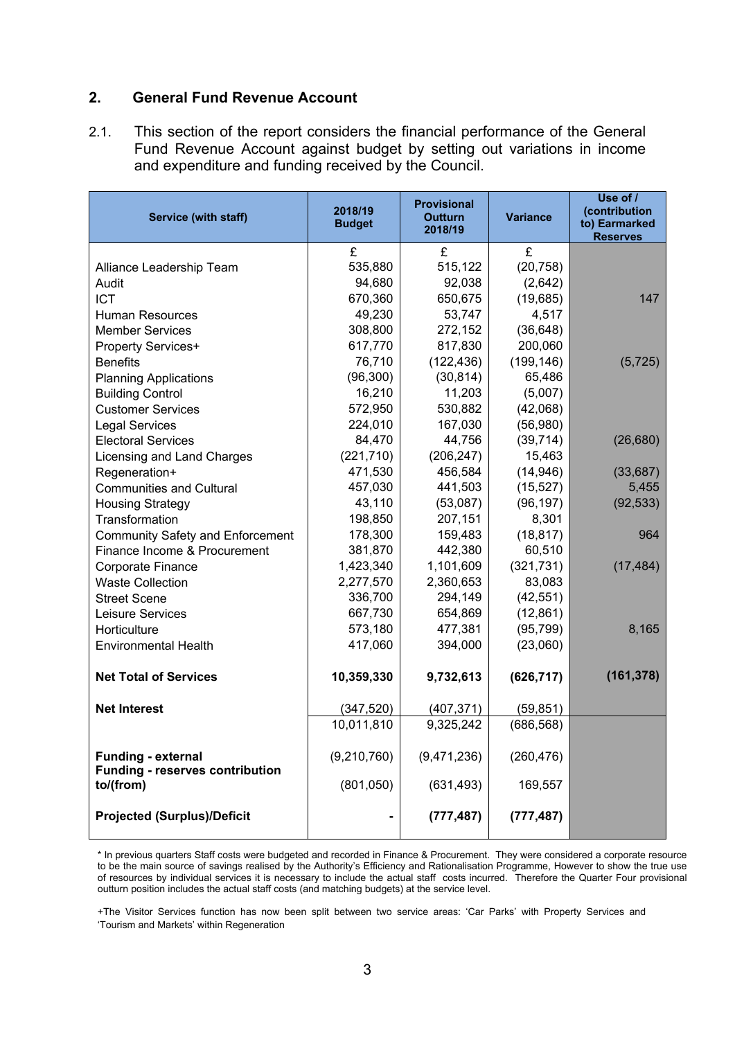## 2. General Fund Revenue Account

2.1. This section of the report considers the financial performance of the General Fund Revenue Account against budget by setting out variations in income and expenditure and funding received by the Council.

| Service (with staff) | 2018/19 Budget | Provisional Outturn 2018/19 | Variance | Use of / (contribution to) Earmarked Reserves |
|---|---|---|---|---|
| | £ | £ | £ | |
| Alliance Leadership Team | 535,880 | 515,122 | (20,758) | |
| Audit | 94,680 | 92,038 | (2,642) | |
| ICT | 670,360 | 650,675 | (19,685) | 147 |
| Human Resources | 49,230 | 53,747 | 4,517 | |
| Member Services | 308,800 | 272,152 | (36,648) | |
| Property Services+ | 617,770 | 817,830 | 200,060 | |
| Benefits | 76,710 | (122,436) | (199,146) | (5,725) |
| Planning Applications | (96,300) | (30,814) | 65,486 | |
| Building Control | 16,210 | 11,203 | (5,007) | |
| Customer Services | 572,950 | 530,882 | (42,068) | |
| Legal Services | 224,010 | 167,030 | (56,980) | |
| Electoral Services | 84,470 | 44,756 | (39,714) | (26,680) |
| Licensing and Land Charges | (221,710) | (206,247) | 15,463 | |
| Regeneration+ | 471,530 | 456,584 | (14,946) | (33,687) |
| Communities and Cultural | 457,030 | 441,503 | (15,527) | 5,455 |
| Housing Strategy | 43,110 | (53,087) | (96,197) | (92,533) |
| Transformation | 198,850 | 207,151 | 8,301 | |
| Community Safety and Enforcement | 178,300 | 159,483 | (18,817) | 964 |
| Finance Income & Procurement | 381,870 | 442,380 | 60,510 | |
| Corporate Finance | 1,423,340 | 1,101,609 | (321,731) | (17,484) |
| Waste Collection | 2,277,570 | 2,360,653 | 83,083 | |
| Street Scene | 336,700 | 294,149 | (42,551) | |
| Leisure Services | 667,730 | 654,869 | (12,861) | |
| Horticulture | 573,180 | 477,381 | (95,799) | 8,165 |
| Environmental Health | 417,060 | 394,000 | (23,060) | |
| **Net Total of Services** | **10,359,330** | **9,732,613** | **(626,717)** | **(161,378)** |
| **Net Interest** | (347,520) | (407,371) | (59,851) | |
| | 10,011,810 | 9,325,242 | (686,568) | |
| **Funding - external** | (9,210,760) | (9,471,236) | (260,476) | |
| **Funding - reserves contribution to/(from)** | (801,050) | (631,493) | 169,557 | |
| **Projected (Surplus)/Deficit** | **-** | **(777,487)** | **(777,487)** | |

\* In previous quarters Staff costs were budgeted and recorded in Finance & Procurement. They were considered a corporate resource to be the main source of savings realised by the Authority's Efficiency and Rationalisation Programme, However to show the true use of resources by individual services it is necessary to include the actual staff costs incurred. Therefore the Quarter Four provisional outturn position includes the actual staff costs (and matching budgets) at the service level.

+The Visitor Services function has now been split between two service areas: 'Car Parks' with Property Services and 'Tourism and Markets' within Regeneration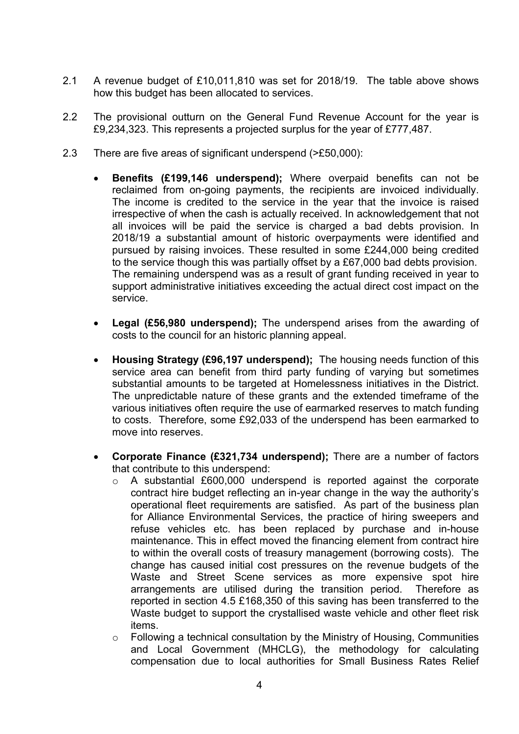2.1 A revenue budget of £10,011,810 was set for 2018/19. The table above shows how this budget has been allocated to services.

2.2 The provisional outturn on the General Fund Revenue Account for the year is £9,234,323. This represents a projected surplus for the year of £777,487.

2.3 There are five areas of significant underspend (>£50,000):

- **Benefits (£199,146 underspend);** Where overpaid benefits can not be reclaimed from on-going payments, the recipients are invoiced individually. The income is credited to the service in the year that the invoice is raised irrespective of when the cash is actually received. In acknowledgement that not all invoices will be paid the service is charged a bad debts provision. In 2018/19 a substantial amount of historic overpayments were identified and pursued by raising invoices. These resulted in some £244,000 being credited to the service though this was partially offset by a £67,000 bad debts provision. The remaining underspend was as a result of grant funding received in year to support administrative initiatives exceeding the actual direct cost impact on the service.

- **Legal (£56,980 underspend);** The underspend arises from the awarding of costs to the council for an historic planning appeal.

- **Housing Strategy (£96,197 underspend);** The housing needs function of this service area can benefit from third party funding of varying but sometimes substantial amounts to be targeted at Homelessness initiatives in the District. The unpredictable nature of these grants and the extended timeframe of the various initiatives often require the use of earmarked reserves to match funding to costs. Therefore, some £92,033 of the underspend has been earmarked to move into reserves.

- **Corporate Finance (£321,734 underspend);** There are a number of factors that contribute to this underspend:
  - A substantial £600,000 underspend is reported against the corporate contract hire budget reflecting an in-year change in the way the authority's operational fleet requirements are satisfied. As part of the business plan for Alliance Environmental Services, the practice of hiring sweepers and refuse vehicles etc. has been replaced by purchase and in-house maintenance. This in effect moved the financing element from contract hire to within the overall costs of treasury management (borrowing costs). The change has caused initial cost pressures on the revenue budgets of the Waste and Street Scene services as more expensive spot hire arrangements are utilised during the transition period. Therefore as reported in section 4.5 £168,350 of this saving has been transferred to the Waste budget to support the crystallised waste vehicle and other fleet risk items.
  - Following a technical consultation by the Ministry of Housing, Communities and Local Government (MHCLG), the methodology for calculating compensation due to local authorities for Small Business Rates Relief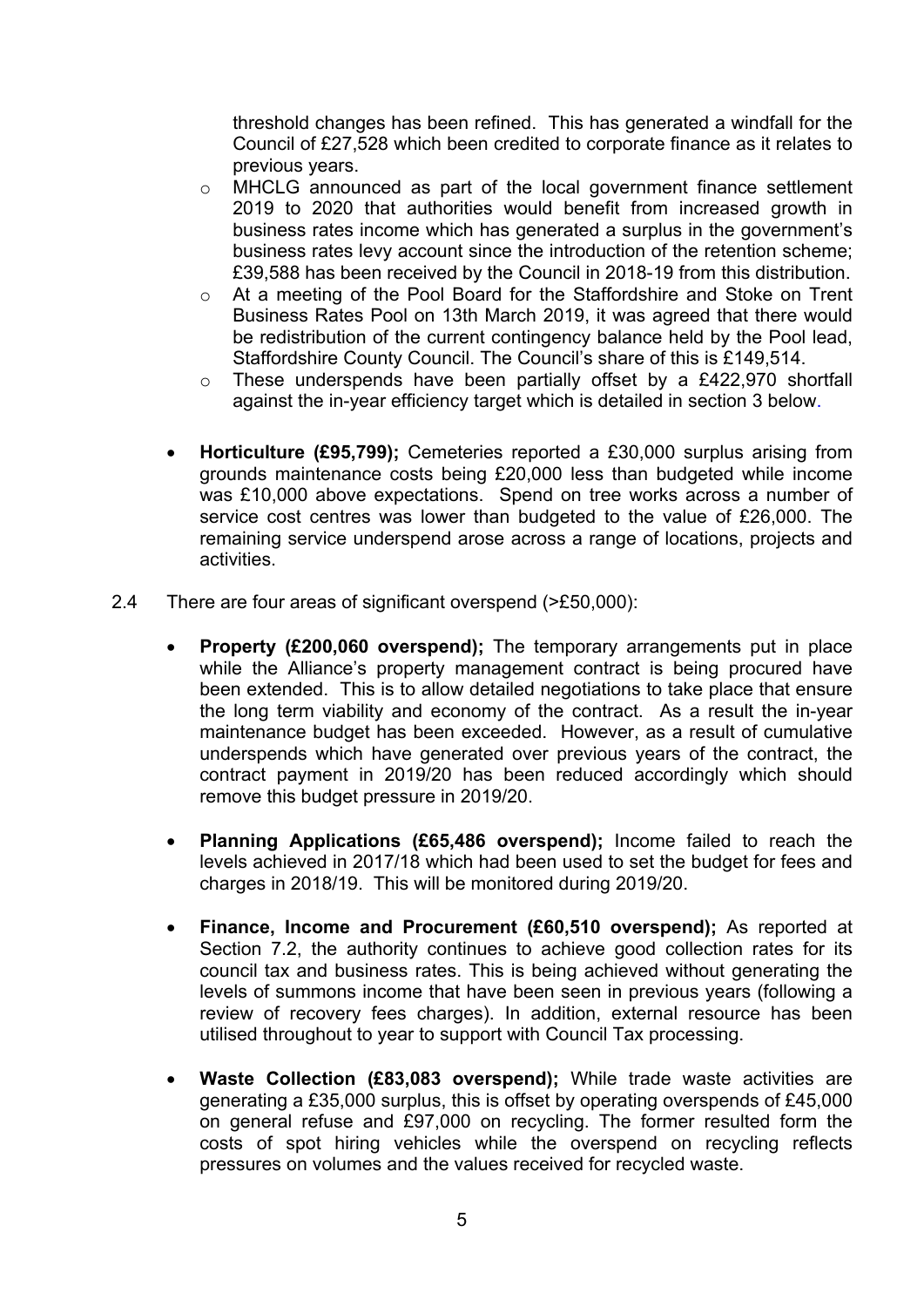threshold changes has been refined. This has generated a windfall for the Council of £27,528 which been credited to corporate finance as it relates to previous years.

  - MHCLG announced as part of the local government finance settlement 2019 to 2020 that authorities would benefit from increased growth in business rates income which has generated a surplus in the government's business rates levy account since the introduction of the retention scheme; £39,588 has been received by the Council in 2018-19 from this distribution.
  - At a meeting of the Pool Board for the Staffordshire and Stoke on Trent Business Rates Pool on 13th March 2019, it was agreed that there would be redistribution of the current contingency balance held by the Pool lead, Staffordshire County Council. The Council's share of this is £149,514.
  - These underspends have been partially offset by a £422,970 shortfall against the in-year efficiency target which is detailed in section 3 below.

- **Horticulture (£95,799);** Cemeteries reported a £30,000 surplus arising from grounds maintenance costs being £20,000 less than budgeted while income was £10,000 above expectations. Spend on tree works across a number of service cost centres was lower than budgeted to the value of £26,000. The remaining service underspend arose across a range of locations, projects and activities.

2.4 There are four areas of significant overspend (>£50,000):

- **Property (£200,060 overspend);** The temporary arrangements put in place while the Alliance's property management contract is being procured have been extended. This is to allow detailed negotiations to take place that ensure the long term viability and economy of the contract. As a result the in-year maintenance budget has been exceeded. However, as a result of cumulative underspends which have generated over previous years of the contract, the contract payment in 2019/20 has been reduced accordingly which should remove this budget pressure in 2019/20.

- **Planning Applications (£65,486 overspend);** Income failed to reach the levels achieved in 2017/18 which had been used to set the budget for fees and charges in 2018/19. This will be monitored during 2019/20.

- **Finance, Income and Procurement (£60,510 overspend);** As reported at Section 7.2, the authority continues to achieve good collection rates for its council tax and business rates. This is being achieved without generating the levels of summons income that have been seen in previous years (following a review of recovery fees charges). In addition, external resource has been utilised throughout to year to support with Council Tax processing.

- **Waste Collection (£83,083 overspend);** While trade waste activities are generating a £35,000 surplus, this is offset by operating overspends of £45,000 on general refuse and £97,000 on recycling. The former resulted form the costs of spot hiring vehicles while the overspend on recycling reflects pressures on volumes and the values received for recycled waste.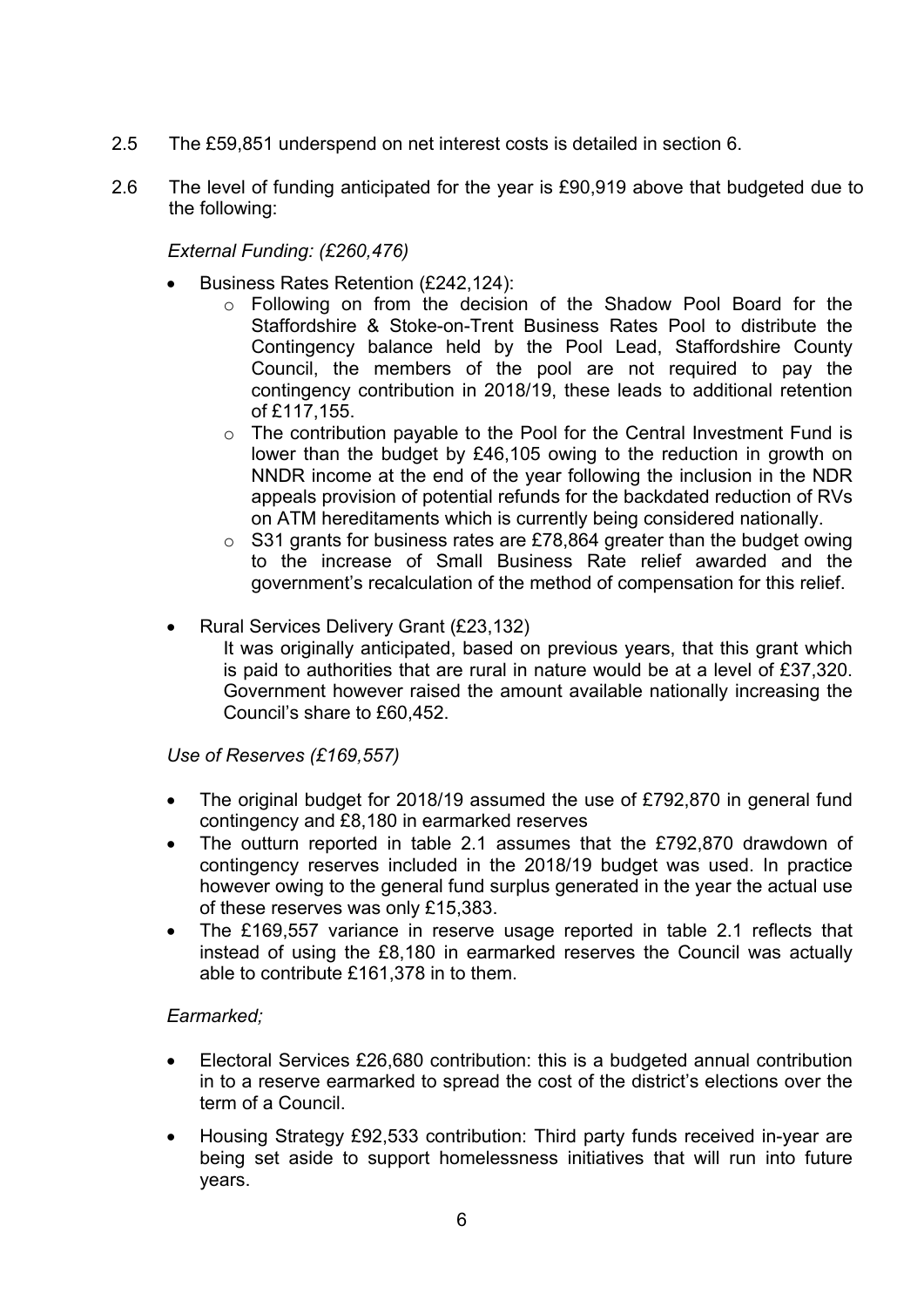2.5 The £59,851 underspend on net interest costs is detailed in section 6.

2.6 The level of funding anticipated for the year is £90,919 above that budgeted due to the following:

*External Funding: (£260,476)*

- Business Rates Retention (£242,124):
  - Following on from the decision of the Shadow Pool Board for the Staffordshire & Stoke-on-Trent Business Rates Pool to distribute the Contingency balance held by the Pool Lead, Staffordshire County Council, the members of the pool are not required to pay the contingency contribution in 2018/19, these leads to additional retention of £117,155.
  - The contribution payable to the Pool for the Central Investment Fund is lower than the budget by £46,105 owing to the reduction in growth on NNDR income at the end of the year following the inclusion in the NDR appeals provision of potential refunds for the backdated reduction of RVs on ATM hereditaments which is currently being considered nationally.
  - S31 grants for business rates are £78,864 greater than the budget owing to the increase of Small Business Rate relief awarded and the government's recalculation of the method of compensation for this relief.

- Rural Services Delivery Grant (£23,132)
  It was originally anticipated, based on previous years, that this grant which is paid to authorities that are rural in nature would be at a level of £37,320. Government however raised the amount available nationally increasing the Council's share to £60,452.

*Use of Reserves (£169,557)*

- The original budget for 2018/19 assumed the use of £792,870 in general fund contingency and £8,180 in earmarked reserves
- The outturn reported in table 2.1 assumes that the £792,870 drawdown of contingency reserves included in the 2018/19 budget was used. In practice however owing to the general fund surplus generated in the year the actual use of these reserves was only £15,383.
- The £169,557 variance in reserve usage reported in table 2.1 reflects that instead of using the £8,180 in earmarked reserves the Council was actually able to contribute £161,378 in to them.

*Earmarked;*

- Electoral Services £26,680 contribution: this is a budgeted annual contribution in to a reserve earmarked to spread the cost of the district's elections over the term of a Council.

- Housing Strategy £92,533 contribution: Third party funds received in-year are being set aside to support homelessness initiatives that will run into future years.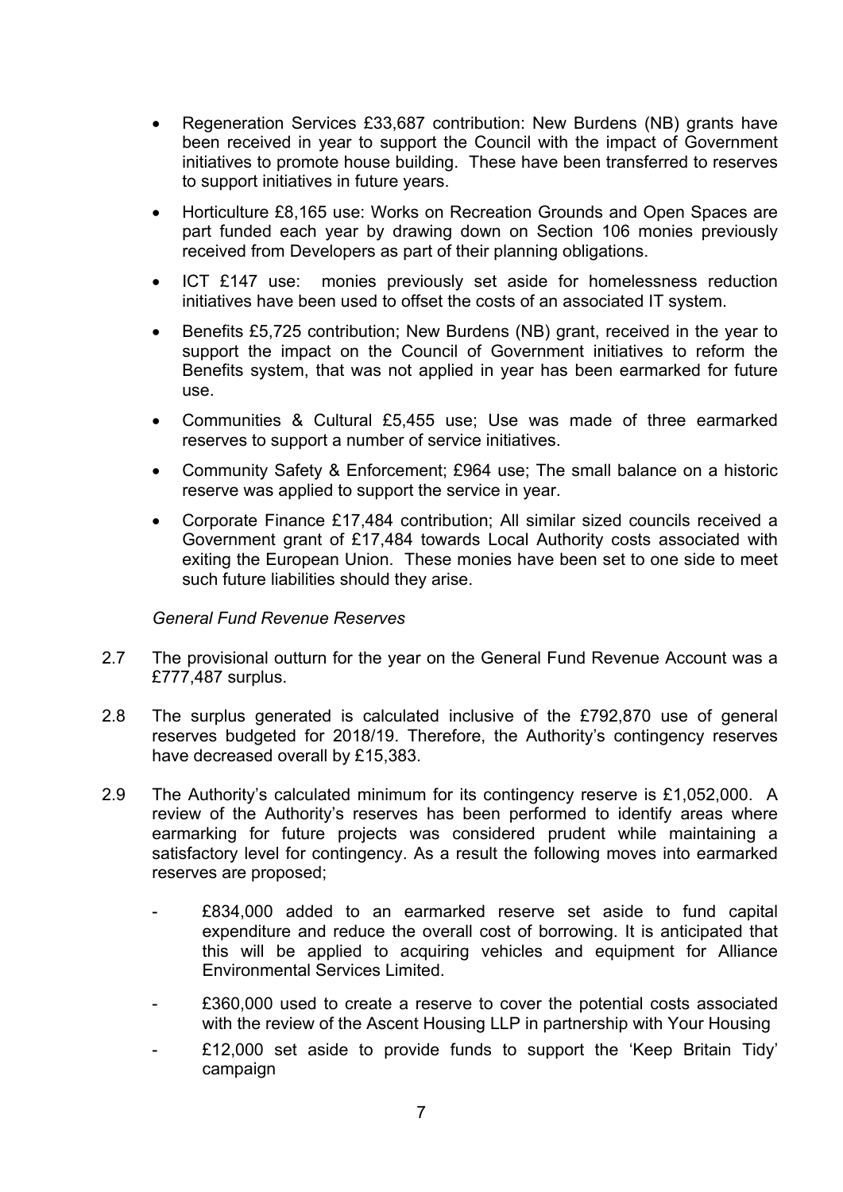- Regeneration Services £33,687 contribution: New Burdens (NB) grants have been received in year to support the Council with the impact of Government initiatives to promote house building. These have been transferred to reserves to support initiatives in future years.
- Horticulture £8,165 use: Works on Recreation Grounds and Open Spaces are part funded each year by drawing down on Section 106 monies previously received from Developers as part of their planning obligations.
- ICT £147 use: monies previously set aside for homelessness reduction initiatives have been used to offset the costs of an associated IT system.
- Benefits £5,725 contribution; New Burdens (NB) grant, received in the year to support the impact on the Council of Government initiatives to reform the Benefits system, that was not applied in year has been earmarked for future use.
- Communities & Cultural £5,455 use; Use was made of three earmarked reserves to support a number of service initiatives.
- Community Safety & Enforcement; £964 use; The small balance on a historic reserve was applied to support the service in year.
- Corporate Finance £17,484 contribution; All similar sized councils received a Government grant of £17,484 towards Local Authority costs associated with exiting the European Union. These monies have been set to one side to meet such future liabilities should they arise.

*General Fund Revenue Reserves*

2.7 The provisional outturn for the year on the General Fund Revenue Account was a £777,487 surplus.

2.8 The surplus generated is calculated inclusive of the £792,870 use of general reserves budgeted for 2018/19. Therefore, the Authority's contingency reserves have decreased overall by £15,383.

2.9 The Authority's calculated minimum for its contingency reserve is £1,052,000. A review of the Authority's reserves has been performed to identify areas where earmarking for future projects was considered prudent while maintaining a satisfactory level for contingency. As a result the following moves into earmarked reserves are proposed;

- £834,000 added to an earmarked reserve set aside to fund capital expenditure and reduce the overall cost of borrowing. It is anticipated that this will be applied to acquiring vehicles and equipment for Alliance Environmental Services Limited.
- £360,000 used to create a reserve to cover the potential costs associated with the review of the Ascent Housing LLP in partnership with Your Housing
- £12,000 set aside to provide funds to support the 'Keep Britain Tidy' campaign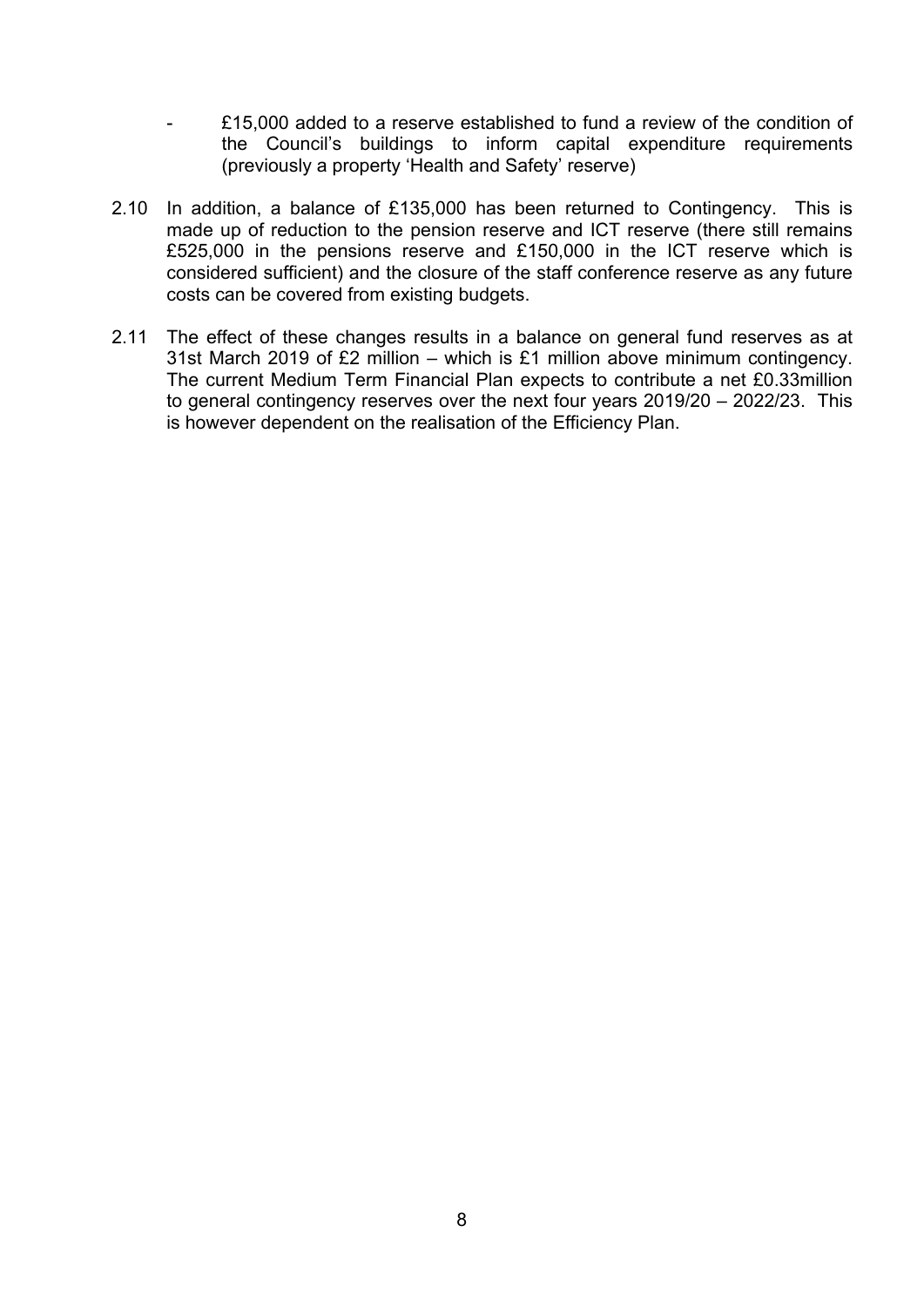- £15,000 added to a reserve established to fund a review of the condition of the Council's buildings to inform capital expenditure requirements (previously a property 'Health and Safety' reserve)

2.10 In addition, a balance of £135,000 has been returned to Contingency. This is made up of reduction to the pension reserve and ICT reserve (there still remains £525,000 in the pensions reserve and £150,000 in the ICT reserve which is considered sufficient) and the closure of the staff conference reserve as any future costs can be covered from existing budgets.

2.11 The effect of these changes results in a balance on general fund reserves as at 31st March 2019 of £2 million – which is £1 million above minimum contingency. The current Medium Term Financial Plan expects to contribute a net £0.33million to general contingency reserves over the next four years 2019/20 – 2022/23. This is however dependent on the realisation of the Efficiency Plan.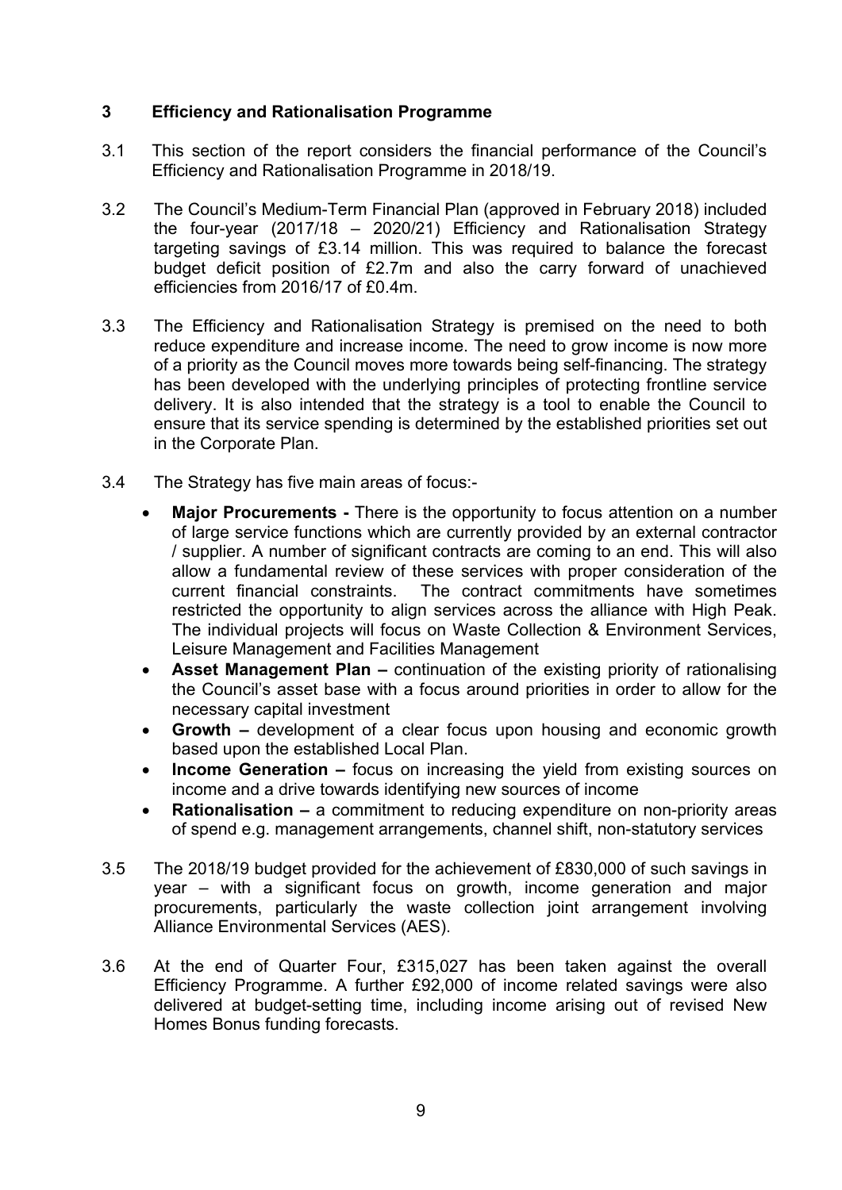## 3 Efficiency and Rationalisation Programme

3.1 This section of the report considers the financial performance of the Council's Efficiency and Rationalisation Programme in 2018/19.

3.2 The Council's Medium-Term Financial Plan (approved in February 2018) included the four-year (2017/18 – 2020/21) Efficiency and Rationalisation Strategy targeting savings of £3.14 million. This was required to balance the forecast budget deficit position of £2.7m and also the carry forward of unachieved efficiencies from 2016/17 of £0.4m.

3.3 The Efficiency and Rationalisation Strategy is premised on the need to both reduce expenditure and increase income. The need to grow income is now more of a priority as the Council moves more towards being self-financing. The strategy has been developed with the underlying principles of protecting frontline service delivery. It is also intended that the strategy is a tool to enable the Council to ensure that its service spending is determined by the established priorities set out in the Corporate Plan.

3.4 The Strategy has five main areas of focus:-

- **Major Procurements -** There is the opportunity to focus attention on a number of large service functions which are currently provided by an external contractor / supplier. A number of significant contracts are coming to an end. This will also allow a fundamental review of these services with proper consideration of the current financial constraints. The contract commitments have sometimes restricted the opportunity to align services across the alliance with High Peak. The individual projects will focus on Waste Collection & Environment Services, Leisure Management and Facilities Management
- **Asset Management Plan –** continuation of the existing priority of rationalising the Council's asset base with a focus around priorities in order to allow for the necessary capital investment
- **Growth –** development of a clear focus upon housing and economic growth based upon the established Local Plan.
- **Income Generation –** focus on increasing the yield from existing sources on income and a drive towards identifying new sources of income
- **Rationalisation –** a commitment to reducing expenditure on non-priority areas of spend e.g. management arrangements, channel shift, non-statutory services

3.5 The 2018/19 budget provided for the achievement of £830,000 of such savings in year – with a significant focus on growth, income generation and major procurements, particularly the waste collection joint arrangement involving Alliance Environmental Services (AES).

3.6 At the end of Quarter Four, £315,027 has been taken against the overall Efficiency Programme. A further £92,000 of income related savings were also delivered at budget-setting time, including income arising out of revised New Homes Bonus funding forecasts.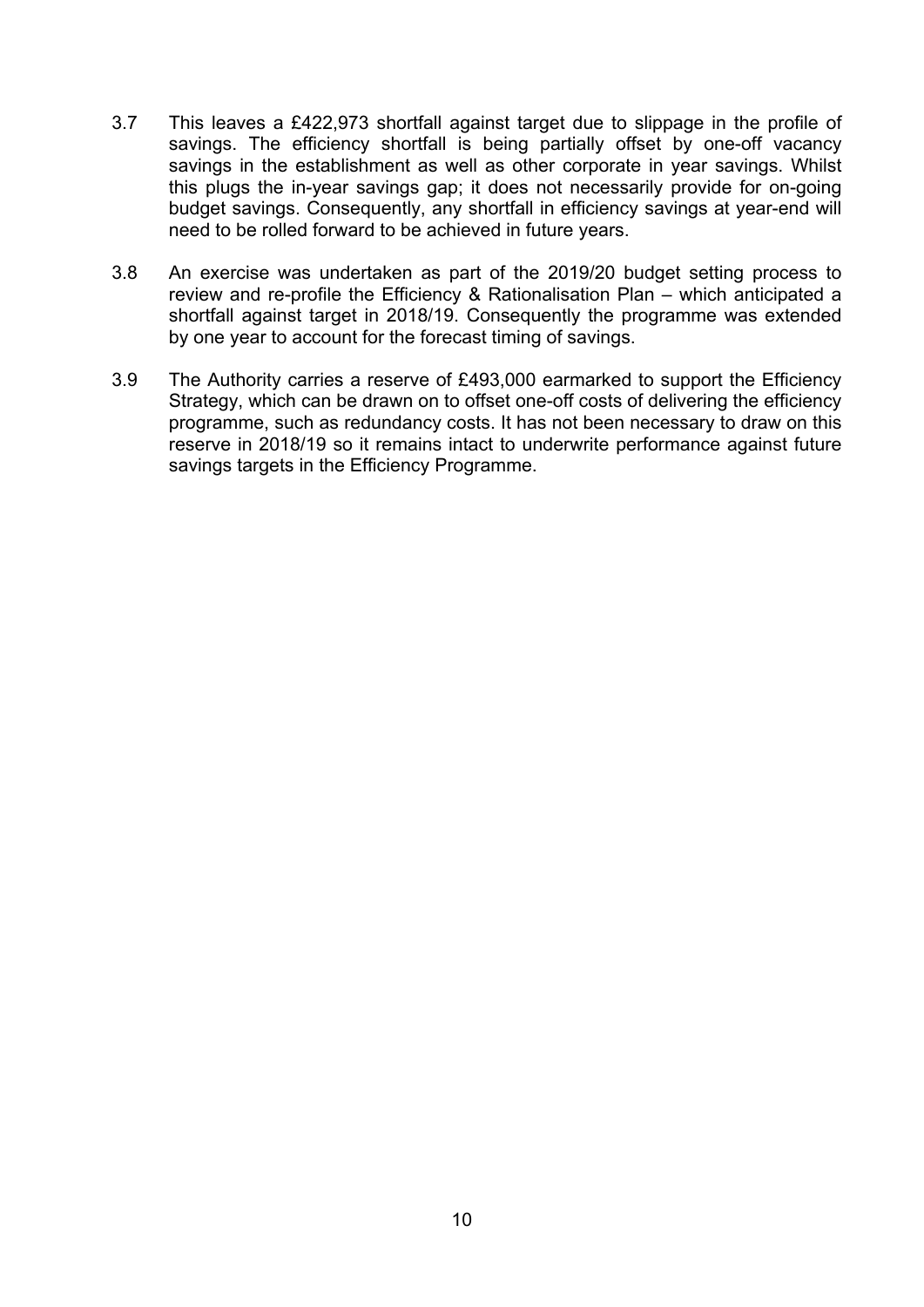3.7 This leaves a £422,973 shortfall against target due to slippage in the profile of savings. The efficiency shortfall is being partially offset by one-off vacancy savings in the establishment as well as other corporate in year savings. Whilst this plugs the in-year savings gap; it does not necessarily provide for on-going budget savings. Consequently, any shortfall in efficiency savings at year-end will need to be rolled forward to be achieved in future years.

3.8 An exercise was undertaken as part of the 2019/20 budget setting process to review and re-profile the Efficiency & Rationalisation Plan – which anticipated a shortfall against target in 2018/19. Consequently the programme was extended by one year to account for the forecast timing of savings.

3.9 The Authority carries a reserve of £493,000 earmarked to support the Efficiency Strategy, which can be drawn on to offset one-off costs of delivering the efficiency programme, such as redundancy costs. It has not been necessary to draw on this reserve in 2018/19 so it remains intact to underwrite performance against future savings targets in the Efficiency Programme.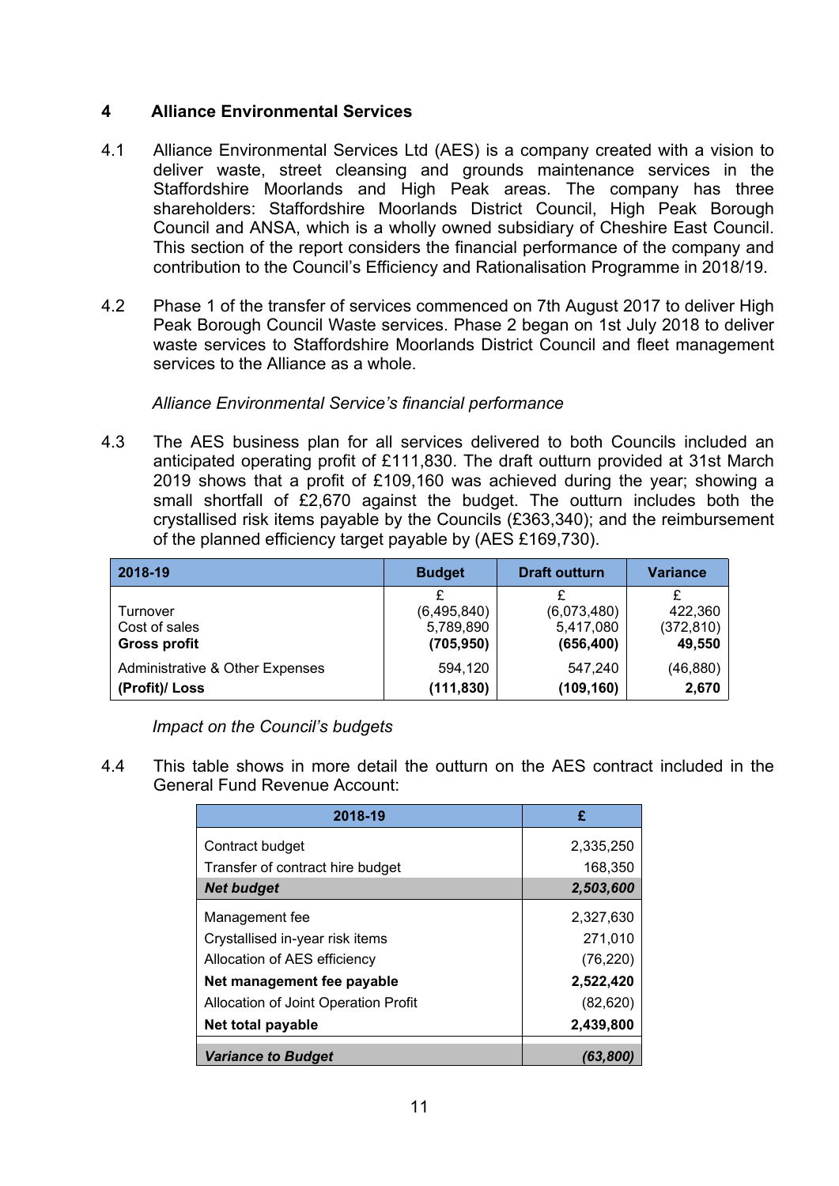## 4 Alliance Environmental Services

4.1 Alliance Environmental Services Ltd (AES) is a company created with a vision to deliver waste, street cleansing and grounds maintenance services in the Staffordshire Moorlands and High Peak areas. The company has three shareholders: Staffordshire Moorlands District Council, High Peak Borough Council and ANSA, which is a wholly owned subsidiary of Cheshire East Council. This section of the report considers the financial performance of the company and contribution to the Council's Efficiency and Rationalisation Programme in 2018/19.

4.2 Phase 1 of the transfer of services commenced on 7th August 2017 to deliver High Peak Borough Council Waste services. Phase 2 began on 1st July 2018 to deliver waste services to Staffordshire Moorlands District Council and fleet management services to the Alliance as a whole.

*Alliance Environmental Service's financial performance*

4.3 The AES business plan for all services delivered to both Councils included an anticipated operating profit of £111,830. The draft outturn provided at 31st March 2019 shows that a profit of £109,160 was achieved during the year; showing a small shortfall of £2,670 against the budget. The outturn includes both the crystallised risk items payable by the Councils (£363,340); and the reimbursement of the planned efficiency target payable by (AES £169,730).

| 2018-19 | Budget | Draft outturn | Variance |
|---|---|---|---|
| | £ | £ | £ |
| Turnover | (6,495,840) | (6,073,480) | 422,360 |
| Cost of sales | 5,789,890 | 5,417,080 | (372,810) |
| **Gross profit** | **(705,950)** | **(656,400)** | **49,550** |
| Administrative & Other Expenses | 594,120 | 547,240 | (46,880) |
| **(Profit)/ Loss** | **(111,830)** | **(109,160)** | **2,670** |

*Impact on the Council's budgets*

4.4 This table shows in more detail the outturn on the AES contract included in the General Fund Revenue Account:

| 2018-19 | £ |
|---|---|
| Contract budget | 2,335,250 |
| Transfer of contract hire budget | 168,350 |
| ***Net budget*** | ***2,503,600*** |
| Management fee | 2,327,630 |
| Crystallised in-year risk items | 271,010 |
| Allocation of AES efficiency | (76,220) |
| **Net management fee payable** | **2,522,420** |
| Allocation of Joint Operation Profit | (82,620) |
| **Net total payable** | **2,439,800** |
| ***Variance to Budget*** | ***(63,800)*** |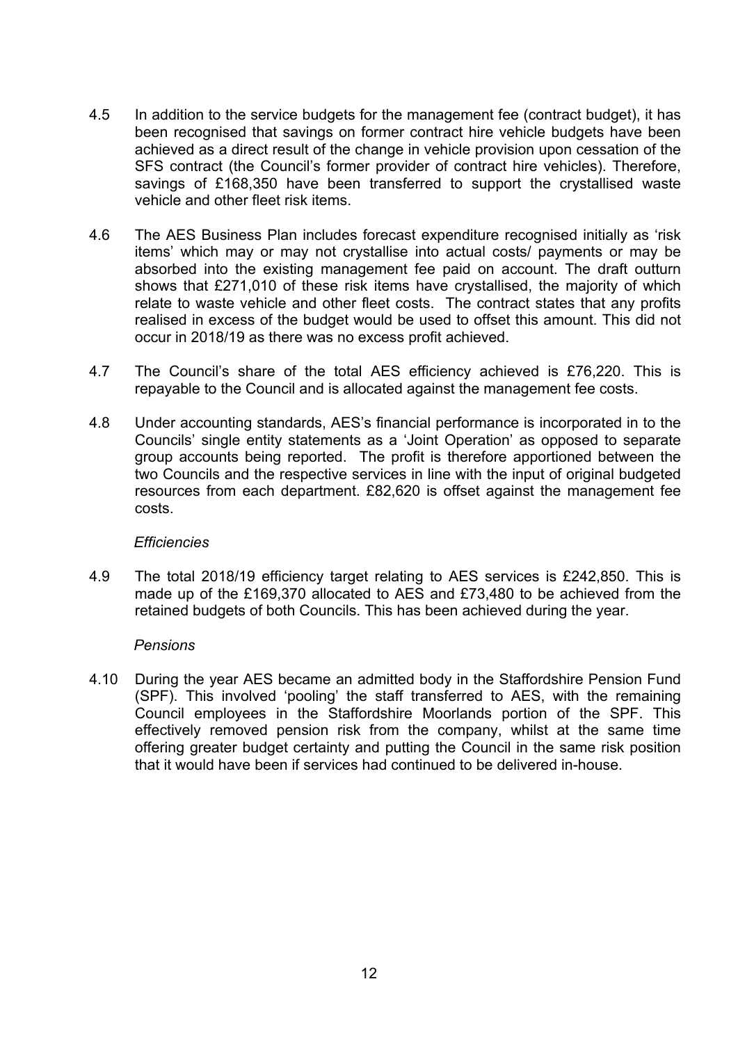4.5 In addition to the service budgets for the management fee (contract budget), it has been recognised that savings on former contract hire vehicle budgets have been achieved as a direct result of the change in vehicle provision upon cessation of the SFS contract (the Council's former provider of contract hire vehicles). Therefore, savings of £168,350 have been transferred to support the crystallised waste vehicle and other fleet risk items.

4.6 The AES Business Plan includes forecast expenditure recognised initially as 'risk items' which may or may not crystallise into actual costs/ payments or may be absorbed into the existing management fee paid on account. The draft outturn shows that £271,010 of these risk items have crystallised, the majority of which relate to waste vehicle and other fleet costs. The contract states that any profits realised in excess of the budget would be used to offset this amount. This did not occur in 2018/19 as there was no excess profit achieved.

4.7 The Council's share of the total AES efficiency achieved is £76,220. This is repayable to the Council and is allocated against the management fee costs.

4.8 Under accounting standards, AES's financial performance is incorporated in to the Councils' single entity statements as a 'Joint Operation' as opposed to separate group accounts being reported. The profit is therefore apportioned between the two Councils and the respective services in line with the input of original budgeted resources from each department. £82,620 is offset against the management fee costs.

*Efficiencies*

4.9 The total 2018/19 efficiency target relating to AES services is £242,850. This is made up of the £169,370 allocated to AES and £73,480 to be achieved from the retained budgets of both Councils. This has been achieved during the year.

*Pensions*

4.10 During the year AES became an admitted body in the Staffordshire Pension Fund (SPF). This involved 'pooling' the staff transferred to AES, with the remaining Council employees in the Staffordshire Moorlands portion of the SPF. This effectively removed pension risk from the company, whilst at the same time offering greater budget certainty and putting the Council in the same risk position that it would have been if services had continued to be delivered in-house.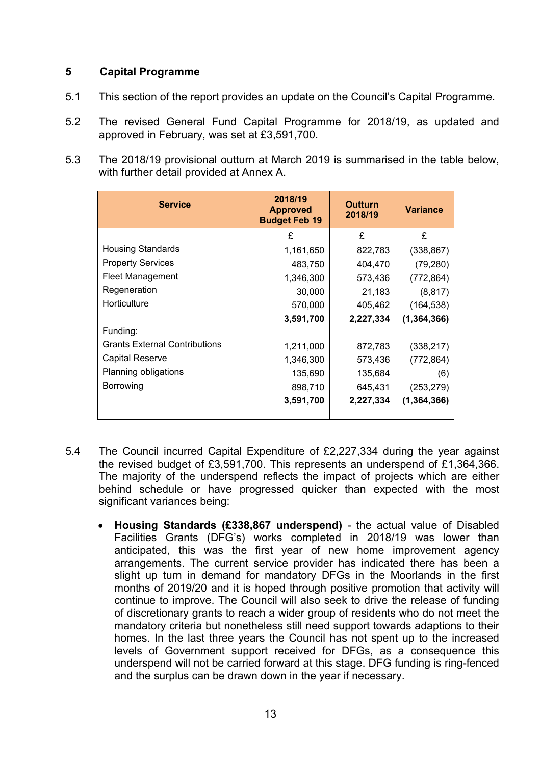## 5 Capital Programme

5.1 This section of the report provides an update on the Council's Capital Programme.

5.2 The revised General Fund Capital Programme for 2018/19, as updated and approved in February, was set at £3,591,700.

5.3 The 2018/19 provisional outturn at March 2019 is summarised in the table below, with further detail provided at Annex A.

| Service | 2018/19 Approved Budget Feb 19 | Outturn 2018/19 | Variance |
|---|---|---|---|
| | £ | £ | £ |
| Housing Standards | 1,161,650 | 822,783 | (338,867) |
| Property Services | 483,750 | 404,470 | (79,280) |
| Fleet Management | 1,346,300 | 573,436 | (772,864) |
| Regeneration | 30,000 | 21,183 | (8,817) |
| Horticulture | 570,000 | 405,462 | (164,538) |
| | **3,591,700** | **2,227,334** | **(1,364,366)** |
| Funding: | | | |
| Grants External Contributions | 1,211,000 | 872,783 | (338,217) |
| Capital Reserve | 1,346,300 | 573,436 | (772,864) |
| Planning obligations | 135,690 | 135,684 | (6) |
| Borrowing | 898,710 | 645,431 | (253,279) |
| | **3,591,700** | **2,227,334** | **(1,364,366)** |

5.4 The Council incurred Capital Expenditure of £2,227,334 during the year against the revised budget of £3,591,700. This represents an underspend of £1,364,366. The majority of the underspend reflects the impact of projects which are either behind schedule or have progressed quicker than expected with the most significant variances being:

- **Housing Standards (£338,867 underspend)** - the actual value of Disabled Facilities Grants (DFG's) works completed in 2018/19 was lower than anticipated, this was the first year of new home improvement agency arrangements. The current service provider has indicated there has been a slight up turn in demand for mandatory DFGs in the Moorlands in the first months of 2019/20 and it is hoped through positive promotion that activity will continue to improve. The Council will also seek to drive the release of funding of discretionary grants to reach a wider group of residents who do not meet the mandatory criteria but nonetheless still need support towards adaptions to their homes. In the last three years the Council has not spent up to the increased levels of Government support received for DFGs, as a consequence this underspend will not be carried forward at this stage. DFG funding is ring-fenced and the surplus can be drawn down in the year if necessary.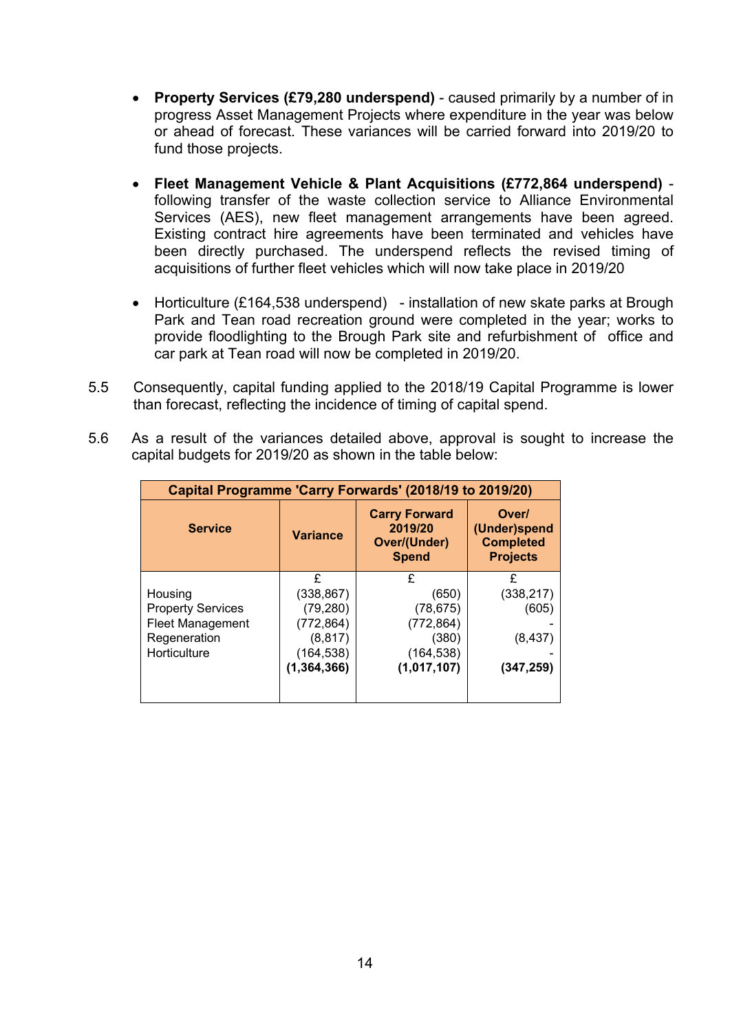- **Property Services (£79,280 underspend)** - caused primarily by a number of in progress Asset Management Projects where expenditure in the year was below or ahead of forecast. These variances will be carried forward into 2019/20 to fund those projects.

- **Fleet Management Vehicle & Plant Acquisitions (£772,864 underspend)** - following transfer of the waste collection service to Alliance Environmental Services (AES), new fleet management arrangements have been agreed. Existing contract hire agreements have been terminated and vehicles have been directly purchased. The underspend reflects the revised timing of acquisitions of further fleet vehicles which will now take place in 2019/20

- Horticulture (£164,538 underspend) - installation of new skate parks at Brough Park and Tean road recreation ground were completed in the year; works to provide floodlighting to the Brough Park site and refurbishment of office and car park at Tean road will now be completed in 2019/20.

5.5 Consequently, capital funding applied to the 2018/19 Capital Programme is lower than forecast, reflecting the incidence of timing of capital spend.

5.6 As a result of the variances detailed above, approval is sought to increase the capital budgets for 2019/20 as shown in the table below:

| Capital Programme 'Carry Forwards' (2018/19 to 2019/20) | | | |
|---|---|---|---|
| **Service** | **Variance** | **Carry Forward 2019/20 Over/(Under) Spend** | **Over/ (Under)spend Completed Projects** |
| | £ | £ | £ |
| Housing | (338,867) | (650) | (338,217) |
| Property Services | (79,280) | (78,675) | (605) |
| Fleet Management | (772,864) | (772,864) | - |
| Regeneration | (8,817) | (380) | (8,437) |
| Horticulture | (164,538) | (164,538) | - |
| | **(1,364,366)** | **(1,017,107)** | **(347,259)** |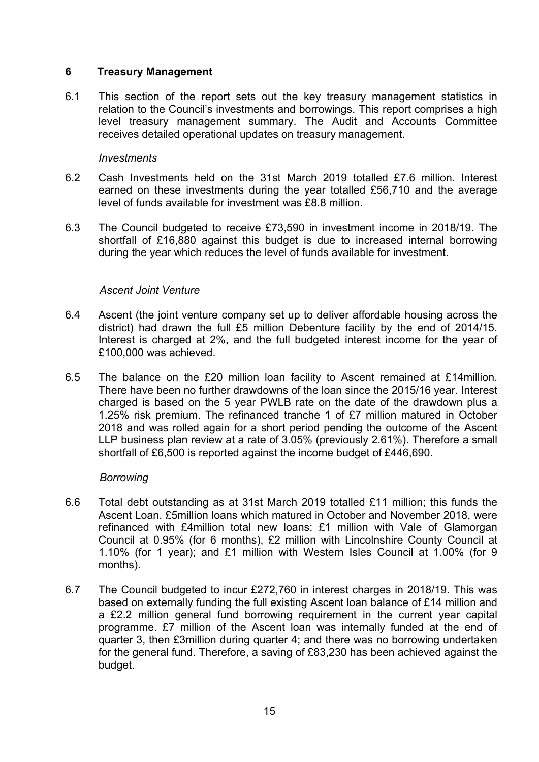## 6 Treasury Management

6.1 This section of the report sets out the key treasury management statistics in relation to the Council's investments and borrowings. This report comprises a high level treasury management summary. The Audit and Accounts Committee receives detailed operational updates on treasury management.

*Investments*

6.2 Cash Investments held on the 31st March 2019 totalled £7.6 million. Interest earned on these investments during the year totalled £56,710 and the average level of funds available for investment was £8.8 million.

6.3 The Council budgeted to receive £73,590 in investment income in 2018/19. The shortfall of £16,880 against this budget is due to increased internal borrowing during the year which reduces the level of funds available for investment.

*Ascent Joint Venture*

6.4 Ascent (the joint venture company set up to deliver affordable housing across the district) had drawn the full £5 million Debenture facility by the end of 2014/15. Interest is charged at 2%, and the full budgeted interest income for the year of £100,000 was achieved.

6.5 The balance on the £20 million loan facility to Ascent remained at £14million. There have been no further drawdowns of the loan since the 2015/16 year. Interest charged is based on the 5 year PWLB rate on the date of the drawdown plus a 1.25% risk premium. The refinanced tranche 1 of £7 million matured in October 2018 and was rolled again for a short period pending the outcome of the Ascent LLP business plan review at a rate of 3.05% (previously 2.61%). Therefore a small shortfall of £6,500 is reported against the income budget of £446,690.

*Borrowing*

6.6 Total debt outstanding as at 31st March 2019 totalled £11 million; this funds the Ascent Loan. £5million loans which matured in October and November 2018, were refinanced with £4million total new loans: £1 million with Vale of Glamorgan Council at 0.95% (for 6 months), £2 million with Lincolnshire County Council at 1.10% (for 1 year); and £1 million with Western Isles Council at 1.00% (for 9 months).

6.7 The Council budgeted to incur £272,760 in interest charges in 2018/19. This was based on externally funding the full existing Ascent loan balance of £14 million and a £2.2 million general fund borrowing requirement in the current year capital programme. £7 million of the Ascent loan was internally funded at the end of quarter 3, then £3million during quarter 4; and there was no borrowing undertaken for the general fund. Therefore, a saving of £83,230 has been achieved against the budget.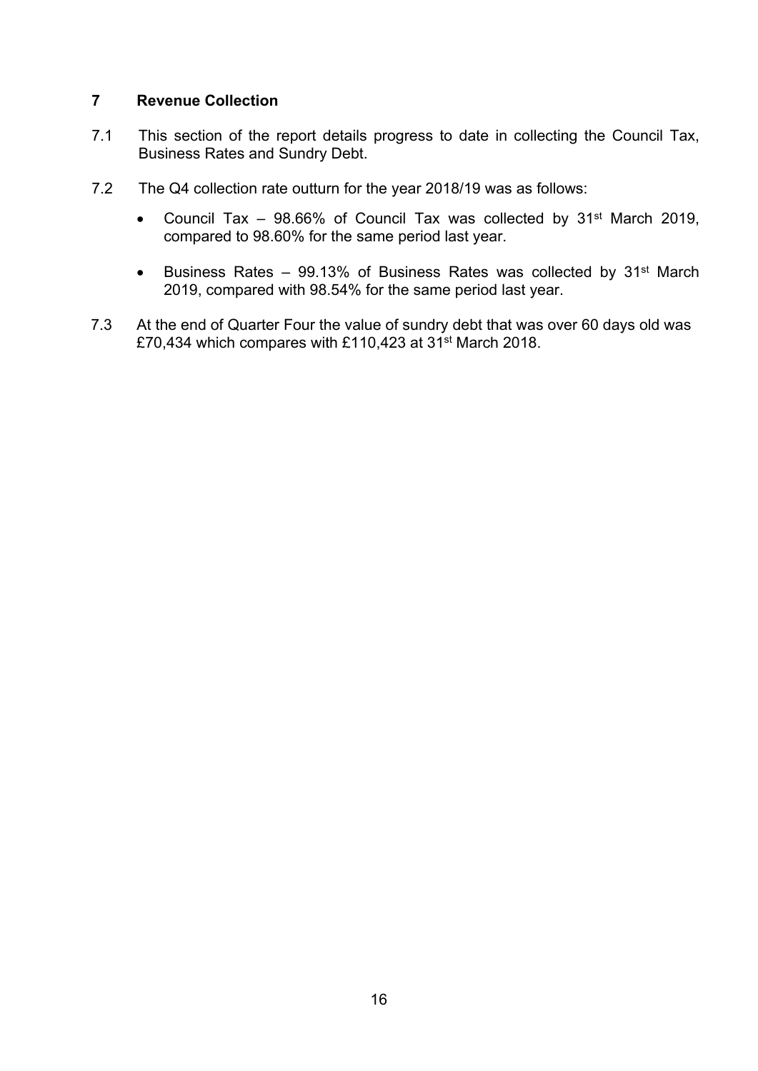## 7 Revenue Collection

7.1 This section of the report details progress to date in collecting the Council Tax, Business Rates and Sundry Debt.

7.2 The Q4 collection rate outturn for the year 2018/19 was as follows:

- Council Tax – 98.66% of Council Tax was collected by 31st March 2019, compared to 98.60% for the same period last year.
- Business Rates – 99.13% of Business Rates was collected by 31st March 2019, compared with 98.54% for the same period last year.

7.3 At the end of Quarter Four the value of sundry debt that was over 60 days old was £70,434 which compares with £110,423 at 31st March 2018.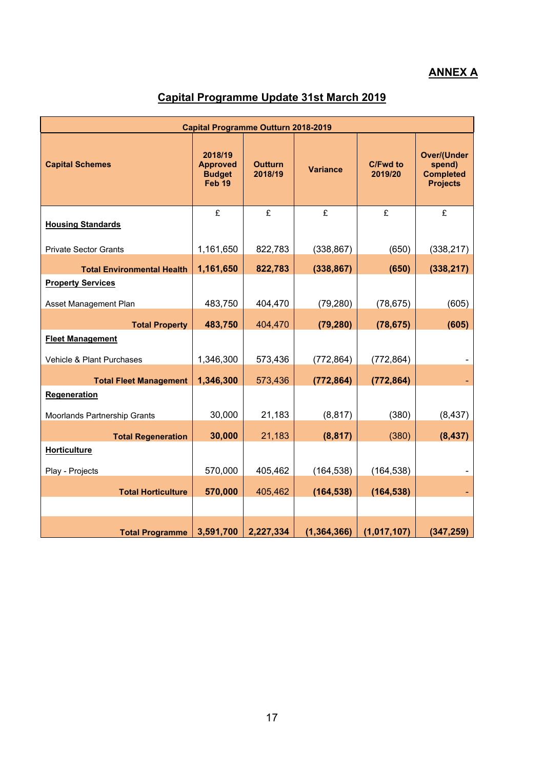**ANNEX A**

# Capital Programme Update 31st March 2019

| Capital Programme Outturn 2018-2019 | | | | | |
|---|---|---|---|---|---|
| **Capital Schemes** | **2018/19 Approved Budget Feb 19** | **Outturn 2018/19** | **Variance** | **C/Fwd to 2019/20** | **Over/(Under spend) Completed Projects** |
| | £ | £ | £ | £ | £ |
| **Housing Standards** | | | | | |
| Private Sector Grants | 1,161,650 | 822,783 | (338,867) | (650) | (338,217) |
| **Total Environmental Health** | **1,161,650** | **822,783** | **(338,867)** | **(650)** | **(338,217)** |
| **Property Services** | | | | | |
| Asset Management Plan | 483,750 | 404,470 | (79,280) | (78,675) | (605) |
| **Total Property** | **483,750** | 404,470 | **(79,280)** | **(78,675)** | **(605)** |
| **Fleet Management** | | | | | |
| Vehicle & Plant Purchases | 1,346,300 | 573,436 | (772,864) | (772,864) | - |
| **Total Fleet Management** | **1,346,300** | 573,436 | **(772,864)** | **(772,864)** | - |
| **Regeneration** | | | | | |
| Moorlands Partnership Grants | 30,000 | 21,183 | (8,817) | (380) | (8,437) |
| **Total Regeneration** | **30,000** | 21,183 | **(8,817)** | (380) | **(8,437)** |
| **Horticulture** | | | | | |
| Play - Projects | 570,000 | 405,462 | (164,538) | (164,538) | - |
| **Total Horticulture** | **570,000** | 405,462 | **(164,538)** | **(164,538)** | - |
| | | | | | |
| **Total Programme** | **3,591,700** | **2,227,334** | **(1,364,366)** | **(1,017,107)** | **(347,259)** |